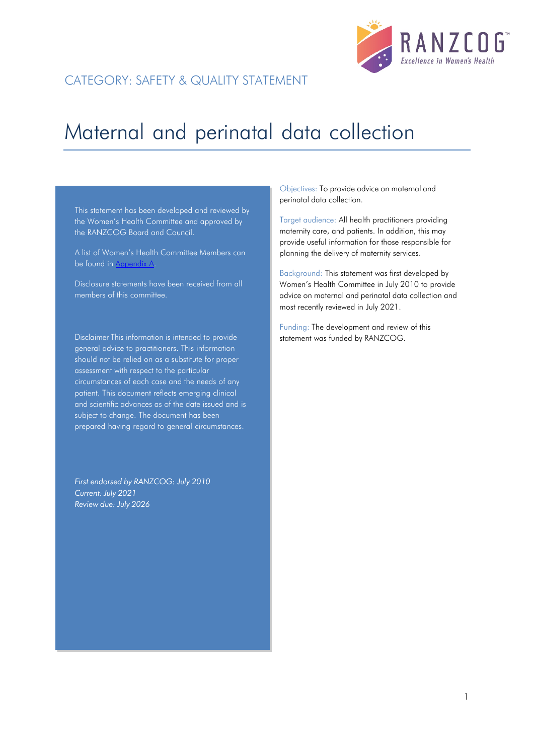CATEGORY: SAFETY & QUALITY STATEMENT

# Maternal and perinatal data collection

This statement has been developed and reviewed by the Women's Health Committee and approved by the RANZCOG Board and Council.

A list of Women's Health Committee Members can be found in Appendix A.

Disclosure statements have been received from all members of this committee.

Disclaimer This information is intended to provide general advice to practitioners. This information should not be relied on as a substitute for proper assessment with respect to the particular circumstances of each case and the needs of any patient. This document reflects emerging clinical and scientific advances as of the date issued and is subject to change. The document has been prepared having regard to general circumstances.

*First endorsed by RANZCOG: July 2010*
*Current: July 2021*
*Review due: July 2026*

Objectives: To provide advice on maternal and perinatal data collection.

Target audience: All health practitioners providing maternity care, and patients. In addition, this may provide useful information for those responsible for planning the delivery of maternity services.

Background: This statement was first developed by Women's Health Committee in July 2010 to provide advice on maternal and perinatal data collection and most recently reviewed in July 2021.

Funding: The development and review of this statement was funded by RANZCOG.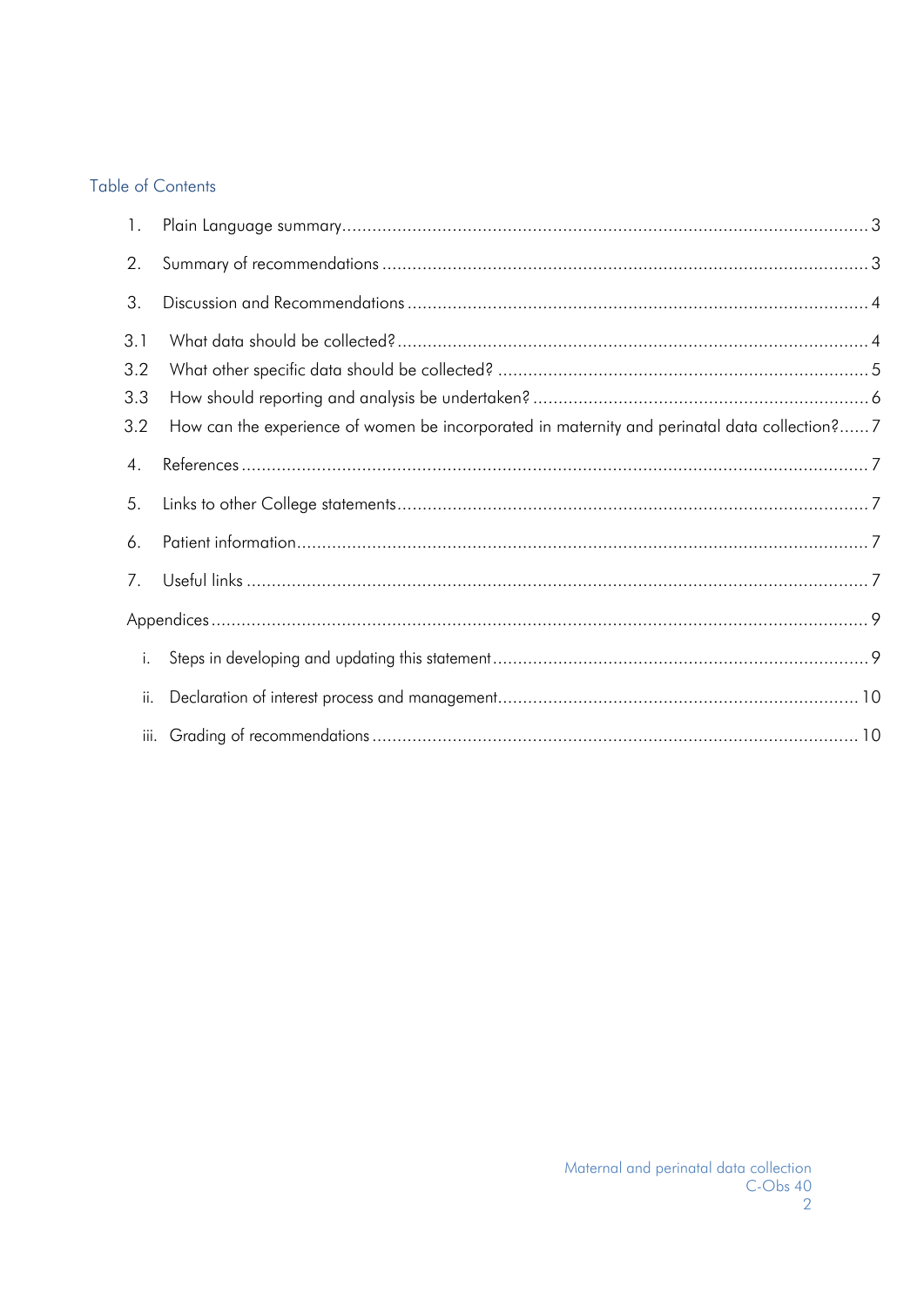## Table of Contents

1. Plain Language summary ........................................................................................................ 3
2. Summary of recommendations ................................................................................................ 3
3. Discussion and Recommendations ........................................................................................... 4

3.1 What data should be collected? ............................................................................................ 4

3.2 What other specific data should be collected? ......................................................................... 5

3.3 How should reporting and analysis be undertaken? .................................................................. 6

3.2 How can the experience of women be incorporated in maternity and perinatal data collection? ...... 7

4. References ........................................................................................................................... 7
5. Links to other College statements ............................................................................................. 7
6. Patient information ................................................................................................................. 7
7. Useful links ........................................................................................................................... 7

Appendices ................................................................................................................................. 9

i. Steps in developing and updating this statement .......................................................................... 9

ii. Declaration of interest process and management ....................................................................... 10

iii. Grading of recommendations ................................................................................................ 10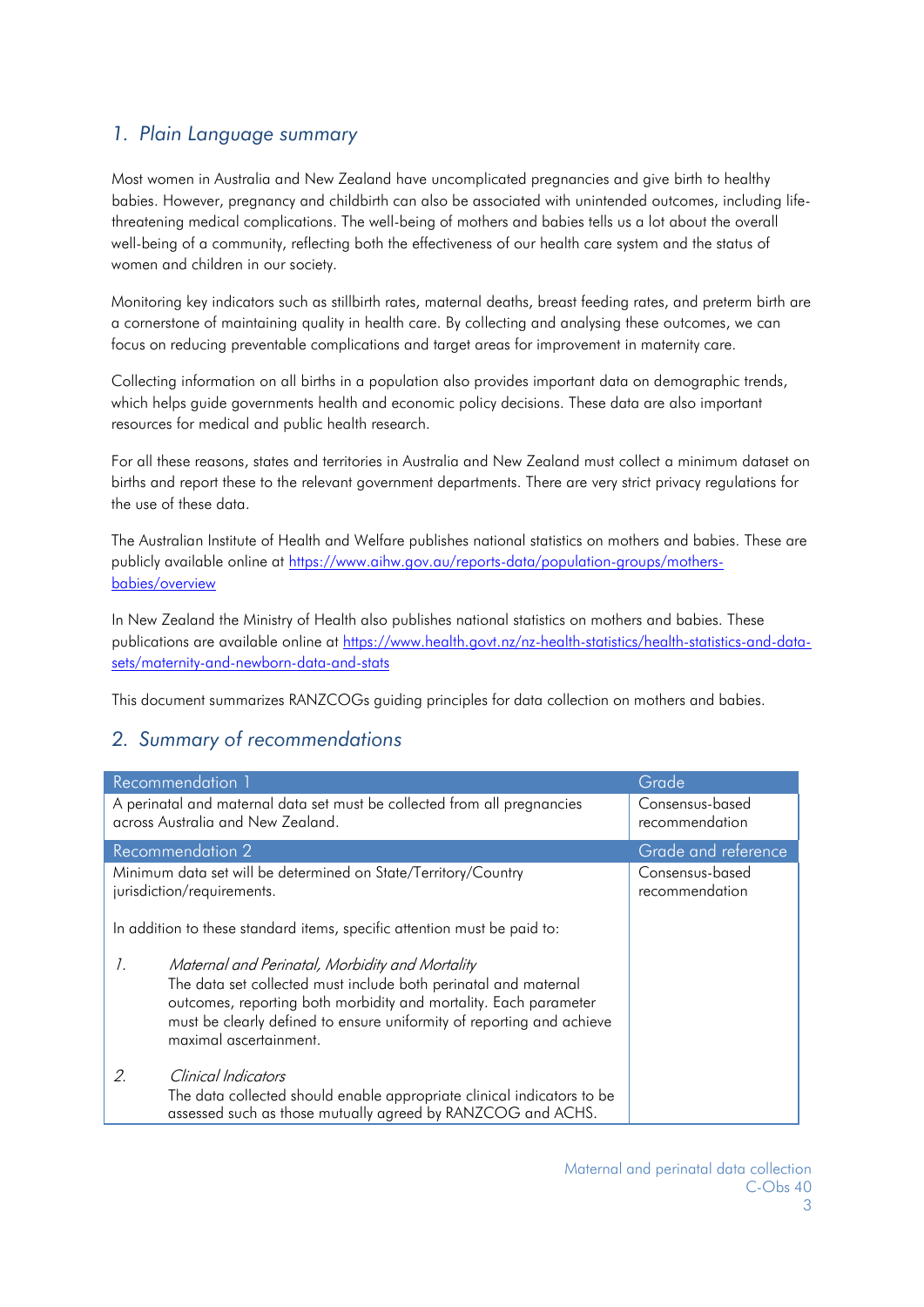## 1. Plain Language summary

Most women in Australia and New Zealand have uncomplicated pregnancies and give birth to healthy babies. However, pregnancy and childbirth can also be associated with unintended outcomes, including life-threatening medical complications. The well-being of mothers and babies tells us a lot about the overall well-being of a community, reflecting both the effectiveness of our health care system and the status of women and children in our society.

Monitoring key indicators such as stillbirth rates, maternal deaths, breast feeding rates, and preterm birth are a cornerstone of maintaining quality in health care. By collecting and analysing these outcomes, we can focus on reducing preventable complications and target areas for improvement in maternity care.

Collecting information on all births in a population also provides important data on demographic trends, which helps guide governments health and economic policy decisions. These data are also important resources for medical and public health research.

For all these reasons, states and territories in Australia and New Zealand must collect a minimum dataset on births and report these to the relevant government departments. There are very strict privacy regulations for the use of these data.

The Australian Institute of Health and Welfare publishes national statistics on mothers and babies. These are publicly available online at https://www.aihw.gov.au/reports-data/population-groups/mothers-babies/overview

In New Zealand the Ministry of Health also publishes national statistics on mothers and babies. These publications are available online at https://www.health.govt.nz/nz-health-statistics/health-statistics-and-data-sets/maternity-and-newborn-data-and-stats

This document summarizes RANZCOGs guiding principles for data collection on mothers and babies.

## 2. Summary of recommendations

| Recommendation 1 | Grade |
|---|---|
| A perinatal and maternal data set must be collected from all pregnancies across Australia and New Zealand. | Consensus-based recommendation |

| Recommendation 2 | Grade and reference |
|---|---|
| Minimum data set will be determined on State/Territory/Country jurisdiction/requirements.<br><br>In addition to these standard items, specific attention must be paid to:<br><br>1. *Maternal and Perinatal, Morbidity and Mortality*<br>The data set collected must include both perinatal and maternal outcomes, reporting both morbidity and mortality. Each parameter must be clearly defined to ensure uniformity of reporting and achieve maximal ascertainment.<br><br>2. *Clinical Indicators*<br>The data collected should enable appropriate clinical indicators to be assessed such as those mutually agreed by RANZCOG and ACHS. | Consensus-based recommendation |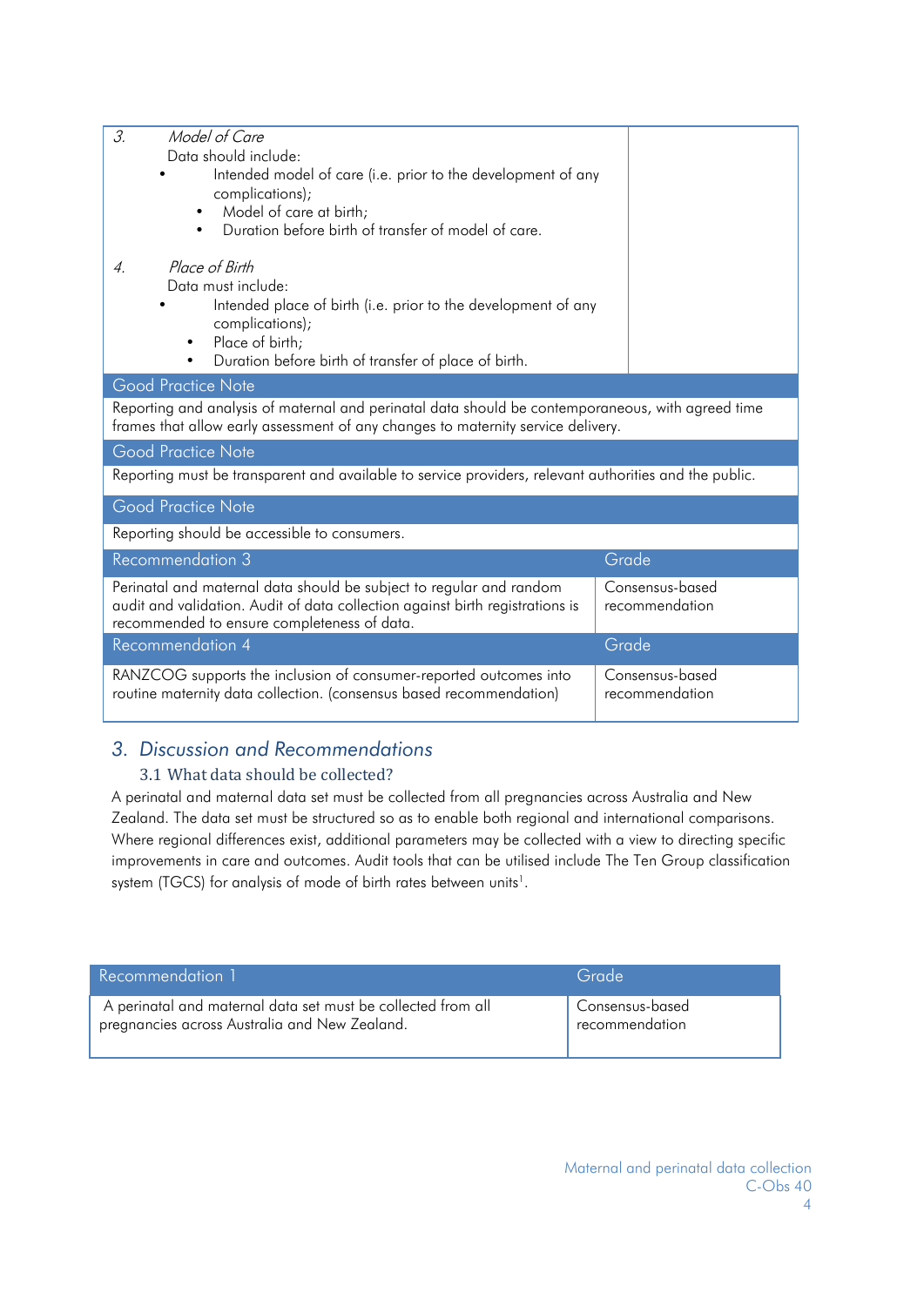| | |
|---|---|
| *3. Model of Care*<br>Data should include:<br>• Intended model of care (i.e. prior to the development of any complications);<br>• Model of care at birth;<br>• Duration before birth of transfer of model of care.<br><br>*4. Place of Birth*<br>Data must include:<br>• Intended place of birth (i.e. prior to the development of any complications);<br>• Place of birth;<br>• Duration before birth of transfer of place of birth. | |

| Good Practice Note |
|---|
| Reporting and analysis of maternal and perinatal data should be contemporaneous, with agreed time frames that allow early assessment of any changes to maternity service delivery. |

| Good Practice Note |
|---|
| Reporting must be transparent and available to service providers, relevant authorities and the public. |

| Good Practice Note |
|---|
| Reporting should be accessible to consumers. |

| Recommendation 3 | Grade |
|---|---|
| Perinatal and maternal data should be subject to regular and random audit and validation. Audit of data collection against birth registrations is recommended to ensure completeness of data. | Consensus-based recommendation |

| Recommendation 4 | Grade |
|---|---|
| RANZCOG supports the inclusion of consumer-reported outcomes into routine maternity data collection. (consensus based recommendation) | Consensus-based recommendation |

## *3. Discussion and Recommendations*

### 3.1 What data should be collected?

A perinatal and maternal data set must be collected from all pregnancies across Australia and New Zealand. The data set must be structured so as to enable both regional and international comparisons. Where regional differences exist, additional parameters may be collected with a view to directing specific improvements in care and outcomes. Audit tools that can be utilised include The Ten Group classification system (TGCS) for analysis of mode of birth rates between units[1].

| Recommendation 1 | Grade |
|---|---|
| A perinatal and maternal data set must be collected from all pregnancies across Australia and New Zealand. | Consensus-based recommendation |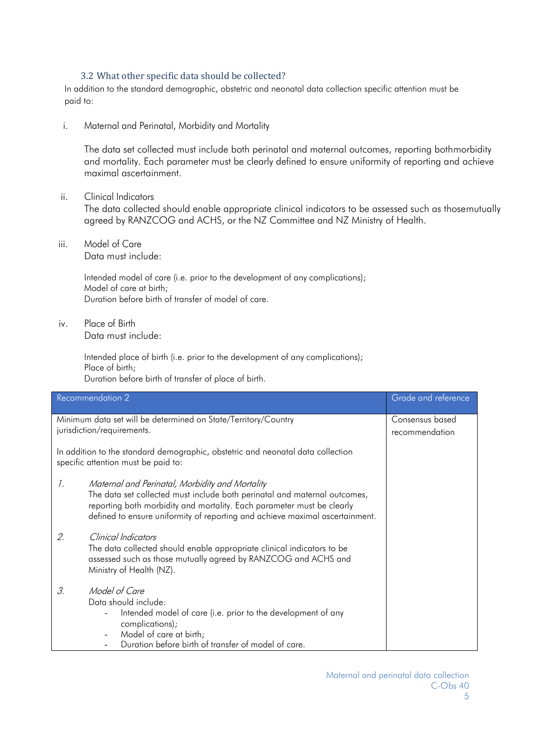### 3.2 What other specific data should be collected?

In addition to the standard demographic, obstetric and neonatal data collection specific attention must be paid to:

i. Maternal and Perinatal, Morbidity and Mortality

The data set collected must include both perinatal and maternal outcomes, reporting bothmorbidity and mortality. Each parameter must be clearly defined to ensure uniformity of reporting and achieve maximal ascertainment.

ii. Clinical Indicators

The data collected should enable appropriate clinical indicators to be assessed such as thosemutually agreed by RANZCOG and ACHS, or the NZ Committee and NZ Ministry of Health.

iii. Model of Care

Data must include:

Intended model of care (i.e. prior to the development of any complications);
Model of care at birth;
Duration before birth of transfer of model of care.

iv. Place of Birth

Data must include:

Intended place of birth (i.e. prior to the development of any complications);
Place of birth;
Duration before birth of transfer of place of birth.

| Recommendation 2 | Grade and reference |
|---|---|
| Minimum data set will be determined on State/Territory/Country jurisdiction/requirements.<br><br>In addition to the standard demographic, obstetric and neonatal data collection specific attention must be paid to:<br><br>1. *Maternal and Perinatal, Morbidity and Mortality*<br>The data set collected must include both perinatal and maternal outcomes, reporting both morbidity and mortality. Each parameter must be clearly defined to ensure uniformity of reporting and achieve maximal ascertainment.<br><br>2. *Clinical Indicators*<br>The data collected should enable appropriate clinical indicators to be assessed such as those mutually agreed by RANZCOG and ACHS and Ministry of Health (NZ).<br><br>3. *Model of Care*<br>Data should include:<br>- Intended model of care (i.e. prior to the development of any complications);<br>- Model of care at birth;<br>- Duration before birth of transfer of model of care. | Consensus based recommendation |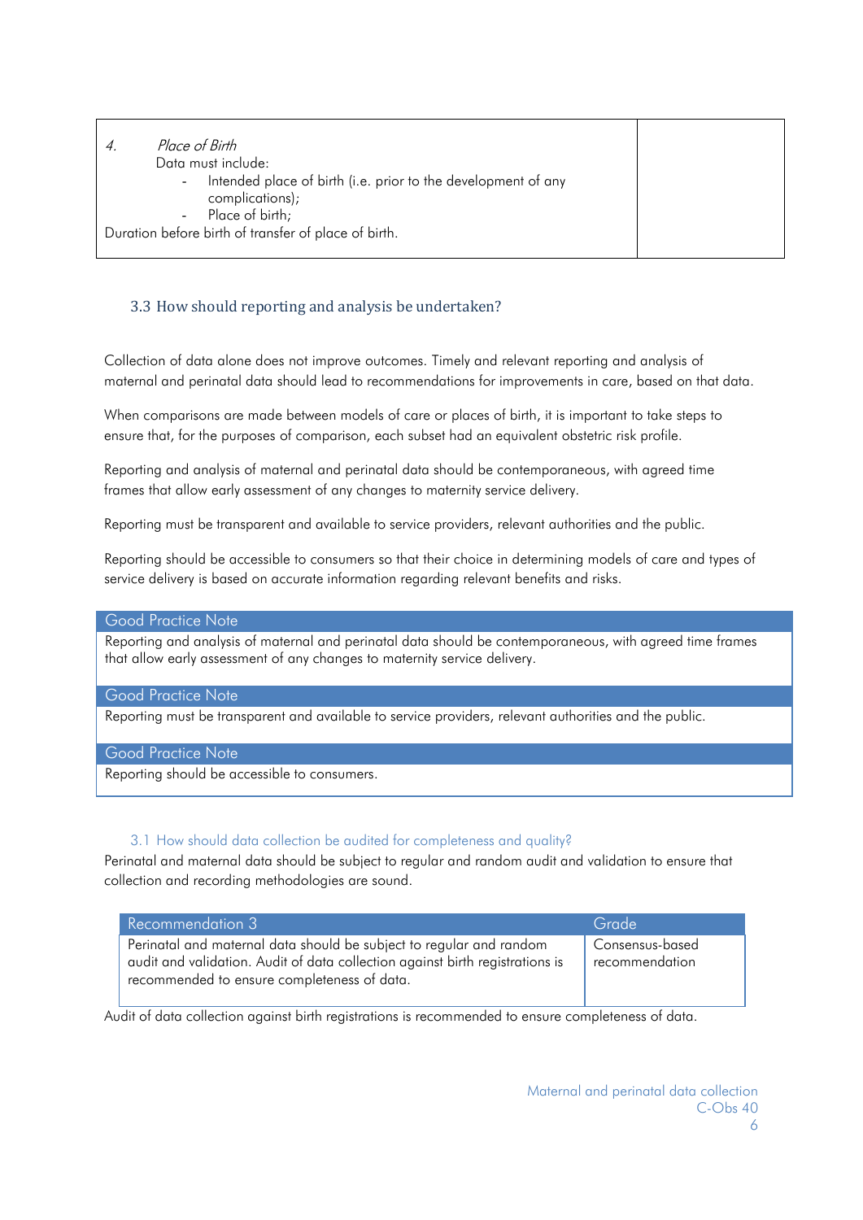| 4. *Place of Birth*<br>Data must include:<br>- Intended place of birth (i.e. prior to the development of any complications);<br>- Place of birth;<br>Duration before birth of transfer of place of birth. | |
|---|---|

## 3.3 How should reporting and analysis be undertaken?

Collection of data alone does not improve outcomes. Timely and relevant reporting and analysis of maternal and perinatal data should lead to recommendations for improvements in care, based on that data.

When comparisons are made between models of care or places of birth, it is important to take steps to ensure that, for the purposes of comparison, each subset had an equivalent obstetric risk profile.

Reporting and analysis of maternal and perinatal data should be contemporaneous, with agreed time frames that allow early assessment of any changes to maternity service delivery.

Reporting must be transparent and available to service providers, relevant authorities and the public.

Reporting should be accessible to consumers so that their choice in determining models of care and types of service delivery is based on accurate information regarding relevant benefits and risks.

| Good Practice Note |
|---|
| Reporting and analysis of maternal and perinatal data should be contemporaneous, with agreed time frames that allow early assessment of any changes to maternity service delivery. |

| Good Practice Note |
|---|
| Reporting must be transparent and available to service providers, relevant authorities and the public. |

| Good Practice Note |
|---|
| Reporting should be accessible to consumers. |

### 3.1 How should data collection be audited for completeness and quality?

Perinatal and maternal data should be subject to regular and random audit and validation to ensure that collection and recording methodologies are sound.

| Recommendation 3 | Grade |
|---|---|
| Perinatal and maternal data should be subject to regular and random audit and validation. Audit of data collection against birth registrations is recommended to ensure completeness of data. | Consensus-based recommendation |

Audit of data collection against birth registrations is recommended to ensure completeness of data.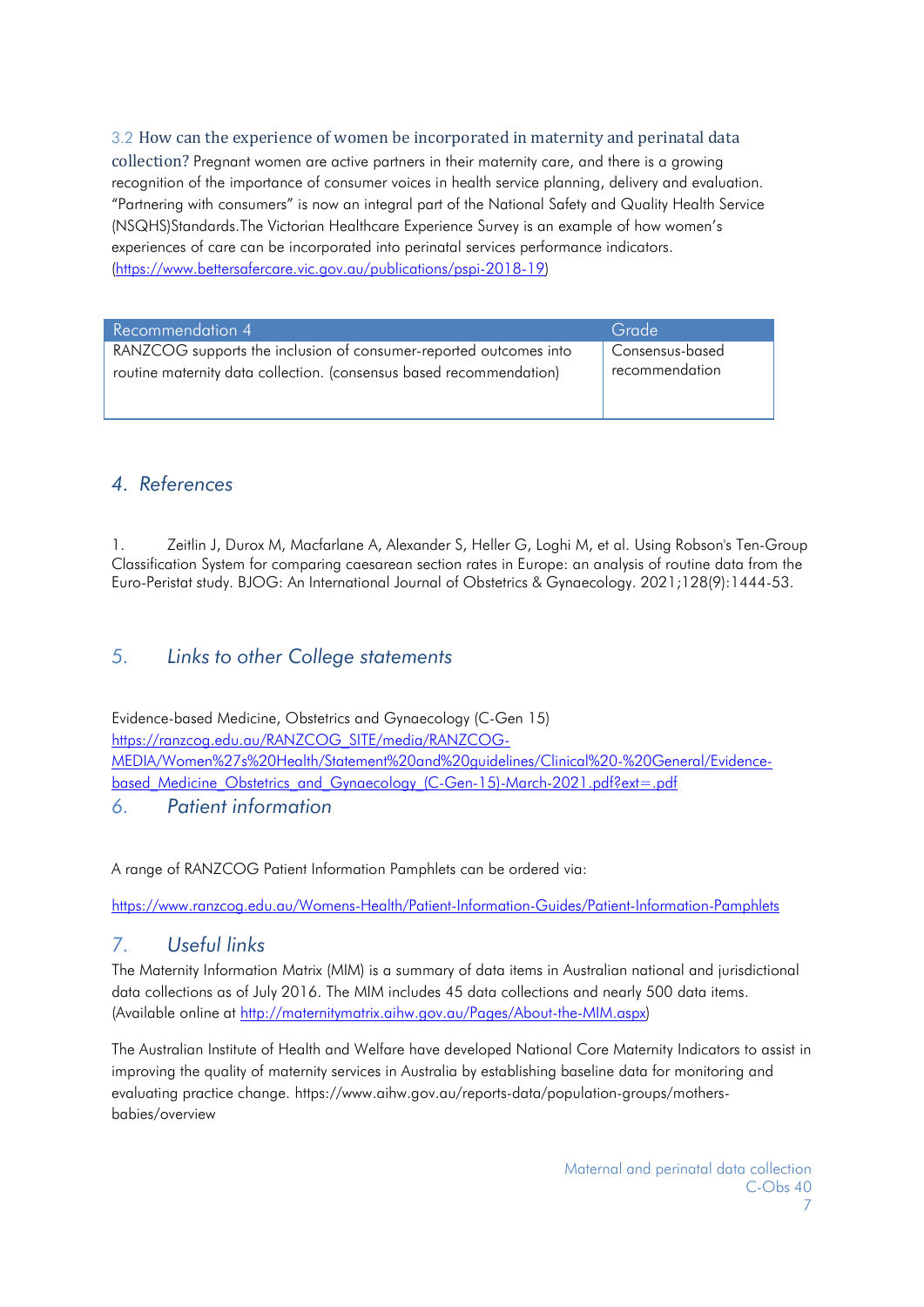### 3.2 How can the experience of women be incorporated in maternity and perinatal data collection?

Pregnant women are active partners in their maternity care, and there is a growing recognition of the importance of consumer voices in health service planning, delivery and evaluation. "Partnering with consumers" is now an integral part of the National Safety and Quality Health Service (NSQHS)Standards. The Victorian Healthcare Experience Survey is an example of how women's experiences of care can be incorporated into perinatal services performance indicators. (https://www.bettersafercare.vic.gov.au/publications/pspi-2018-19)

| Recommendation 4 | Grade |
| --- | --- |
| RANZCOG supports the inclusion of consumer-reported outcomes into routine maternity data collection. (consensus based recommendation) | Consensus-based recommendation |

## 4. *References*

1. Zeitlin J, Durox M, Macfarlane A, Alexander S, Heller G, Loghi M, et al. Using Robson's Ten-Group Classification System for comparing caesarean section rates in Europe: an analysis of routine data from the Euro-Peristat study. BJOG: An International Journal of Obstetrics & Gynaecology. 2021;128(9):1444-53.

## 5. *Links to other College statements*

Evidence-based Medicine, Obstetrics and Gynaecology (C-Gen 15)
https://ranzcog.edu.au/RANZCOG_SITE/media/RANZCOG-MEDIA/Women%27s%20Health/Statement%20and%20guidelines/Clinical%20-%20General/Evidence-based_Medicine_Obstetrics_and_Gynaecology_(C-Gen-15)-March-2021.pdf?ext=.pdf

## 6. *Patient information*

A range of RANZCOG Patient Information Pamphlets can be ordered via:

https://www.ranzcog.edu.au/Womens-Health/Patient-Information-Guides/Patient-Information-Pamphlets

## 7. *Useful links*

The Maternity Information Matrix (MIM) is a summary of data items in Australian national and jurisdictional data collections as of July 2016. The MIM includes 45 data collections and nearly 500 data items. (Available online at http://maternitymatrix.aihw.gov.au/Pages/About-the-MIM.aspx)

The Australian Institute of Health and Welfare have developed National Core Maternity Indicators to assist in improving the quality of maternity services in Australia by establishing baseline data for monitoring and evaluating practice change. https://www.aihw.gov.au/reports-data/population-groups/mothers-babies/overview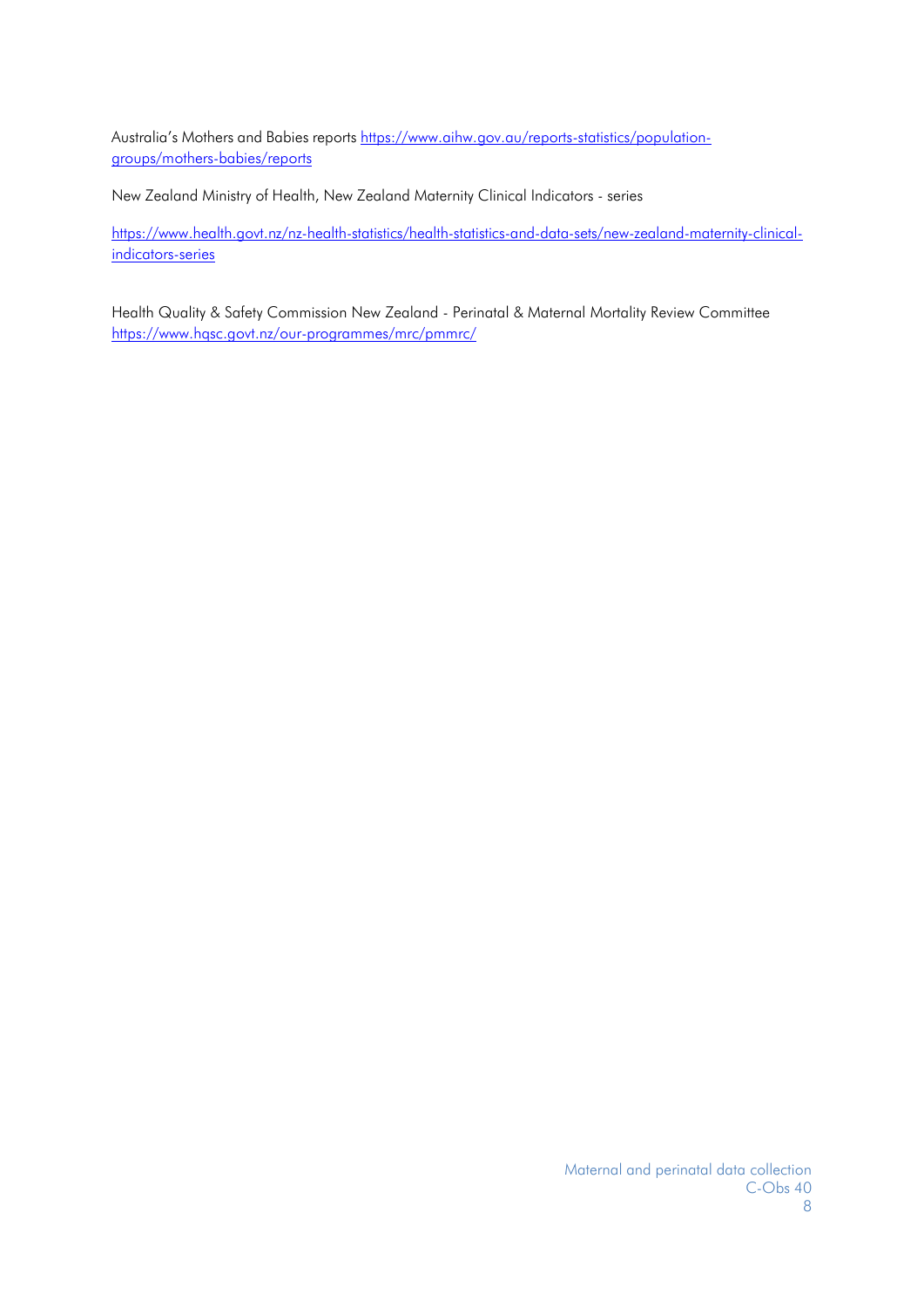Australia's Mothers and Babies reports https://www.aihw.gov.au/reports-statistics/population-groups/mothers-babies/reports

New Zealand Ministry of Health, New Zealand Maternity Clinical Indicators - series

https://www.health.govt.nz/nz-health-statistics/health-statistics-and-data-sets/new-zealand-maternity-clinical-indicators-series

Health Quality & Safety Commission New Zealand - Perinatal & Maternal Mortality Review Committee https://www.hqsc.govt.nz/our-programmes/mrc/pmmrc/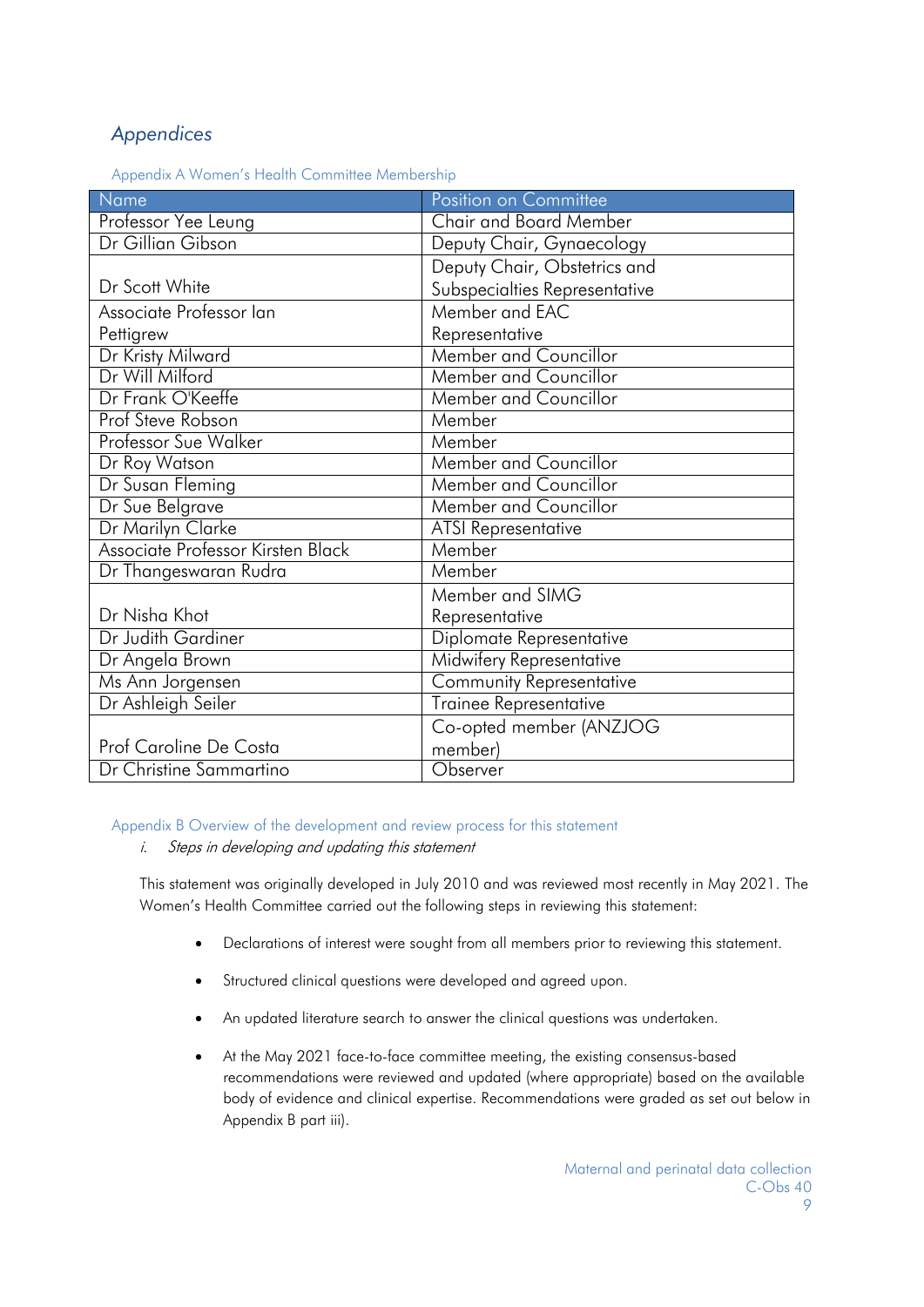## *Appendices*

### Appendix A Women's Health Committee Membership

| Name | Position on Committee |
|---|---|
| Professor Yee Leung | Chair and Board Member |
| Dr Gillian Gibson | Deputy Chair, Gynaecology |
| Dr Scott White | Deputy Chair, Obstetrics and Subspecialties Representative |
| Associate Professor Ian Pettigrew | Member and EAC Representative |
| Dr Kristy Milward | Member and Councillor |
| Dr Will Milford | Member and Councillor |
| Dr Frank O'Keeffe | Member and Councillor |
| Prof Steve Robson | Member |
| Professor Sue Walker | Member |
| Dr Roy Watson | Member and Councillor |
| Dr Susan Fleming | Member and Councillor |
| Dr Sue Belgrave | Member and Councillor |
| Dr Marilyn Clarke | ATSI Representative |
| Associate Professor Kirsten Black | Member |
| Dr Thangeswaran Rudra | Member |
| Dr Nisha Khot | Member and SIMG Representative |
| Dr Judith Gardiner | Diplomate Representative |
| Dr Angela Brown | Midwifery Representative |
| Ms Ann Jorgensen | Community Representative |
| Dr Ashleigh Seiler | Trainee Representative |
| Prof Caroline De Costa | Co-opted member (ANZJOG member) |
| Dr Christine Sammartino | Observer |

### Appendix B Overview of the development and review process for this statement

*i. Steps in developing and updating this statement*

This statement was originally developed in July 2010 and was reviewed most recently in May 2021. The Women's Health Committee carried out the following steps in reviewing this statement:

- Declarations of interest were sought from all members prior to reviewing this statement.
- Structured clinical questions were developed and agreed upon.
- An updated literature search to answer the clinical questions was undertaken.
- At the May 2021 face-to-face committee meeting, the existing consensus-based recommendations were reviewed and updated (where appropriate) based on the available body of evidence and clinical expertise. Recommendations were graded as set out below in Appendix B part iii).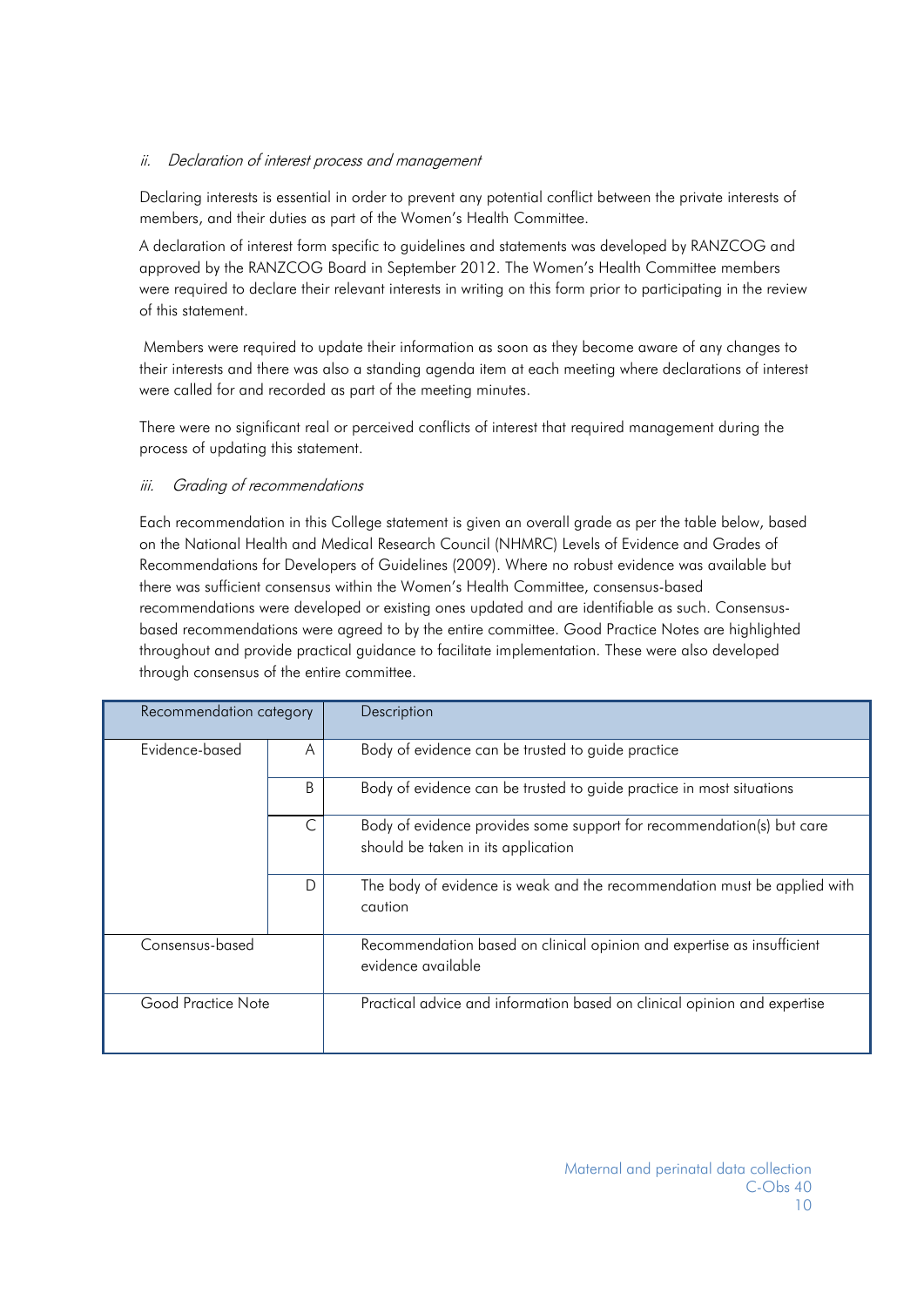### *ii. Declaration of interest process and management*

Declaring interests is essential in order to prevent any potential conflict between the private interests of members, and their duties as part of the Women's Health Committee.

A declaration of interest form specific to guidelines and statements was developed by RANZCOG and approved by the RANZCOG Board in September 2012. The Women's Health Committee members were required to declare their relevant interests in writing on this form prior to participating in the review of this statement.

Members were required to update their information as soon as they become aware of any changes to their interests and there was also a standing agenda item at each meeting where declarations of interest were called for and recorded as part of the meeting minutes.

There were no significant real or perceived conflicts of interest that required management during the process of updating this statement.

### *iii. Grading of recommendations*

Each recommendation in this College statement is given an overall grade as per the table below, based on the National Health and Medical Research Council (NHMRC) Levels of Evidence and Grades of Recommendations for Developers of Guidelines (2009). Where no robust evidence was available but there was sufficient consensus within the Women's Health Committee, consensus-based recommendations were developed or existing ones updated and are identifiable as such. Consensus-based recommendations were agreed to by the entire committee. Good Practice Notes are highlighted throughout and provide practical guidance to facilitate implementation. These were also developed through consensus of the entire committee.

| Recommendation category | | Description |
|---|---|---|
| Evidence-based | A | Body of evidence can be trusted to guide practice |
| | B | Body of evidence can be trusted to guide practice in most situations |
| | C | Body of evidence provides some support for recommendation(s) but care should be taken in its application |
| | D | The body of evidence is weak and the recommendation must be applied with caution |
| Consensus-based | | Recommendation based on clinical opinion and expertise as insufficient evidence available |
| Good Practice Note | | Practical advice and information based on clinical opinion and expertise |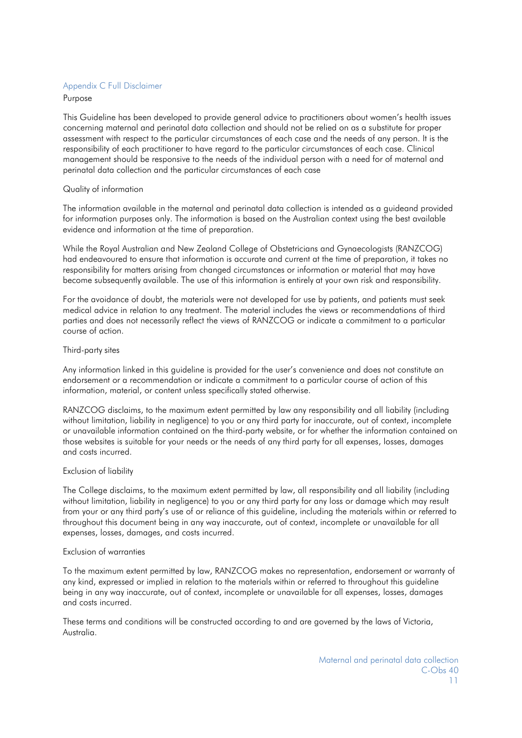## Appendix C Full Disclaimer

### Purpose

This Guideline has been developed to provide general advice to practitioners about women's health issues concerning maternal and perinatal data collection and should not be relied on as a substitute for proper assessment with respect to the particular circumstances of each case and the needs of any person. It is the responsibility of each practitioner to have regard to the particular circumstances of each case. Clinical management should be responsive to the needs of the individual person with a need for of maternal and perinatal data collection and the particular circumstances of each case

### Quality of information

The information available in the maternal and perinatal data collection is intended as a guideand provided for information purposes only. The information is based on the Australian context using the best available evidence and information at the time of preparation.

While the Royal Australian and New Zealand College of Obstetricians and Gynaecologists (RANZCOG) had endeavoured to ensure that information is accurate and current at the time of preparation, it takes no responsibility for matters arising from changed circumstances or information or material that may have become subsequently available. The use of this information is entirely at your own risk and responsibility.

For the avoidance of doubt, the materials were not developed for use by patients, and patients must seek medical advice in relation to any treatment. The material includes the views or recommendations of third parties and does not necessarily reflect the views of RANZCOG or indicate a commitment to a particular course of action.

### Third-party sites

Any information linked in this guideline is provided for the user's convenience and does not constitute an endorsement or a recommendation or indicate a commitment to a particular course of action of this information, material, or content unless specifically stated otherwise.

RANZCOG disclaims, to the maximum extent permitted by law any responsibility and all liability (including without limitation, liability in negligence) to you or any third party for inaccurate, out of context, incomplete or unavailable information contained on the third-party website, or for whether the information contained on those websites is suitable for your needs or the needs of any third party for all expenses, losses, damages and costs incurred.

### Exclusion of liability

The College disclaims, to the maximum extent permitted by law, all responsibility and all liability (including without limitation, liability in negligence) to you or any third party for any loss or damage which may result from your or any third party's use of or reliance of this guideline, including the materials within or referred to throughout this document being in any way inaccurate, out of context, incomplete or unavailable for all expenses, losses, damages, and costs incurred.

### Exclusion of warranties

To the maximum extent permitted by law, RANZCOG makes no representation, endorsement or warranty of any kind, expressed or implied in relation to the materials within or referred to throughout this guideline being in any way inaccurate, out of context, incomplete or unavailable for all expenses, losses, damages and costs incurred.

These terms and conditions will be constructed according to and are governed by the laws of Victoria, Australia.